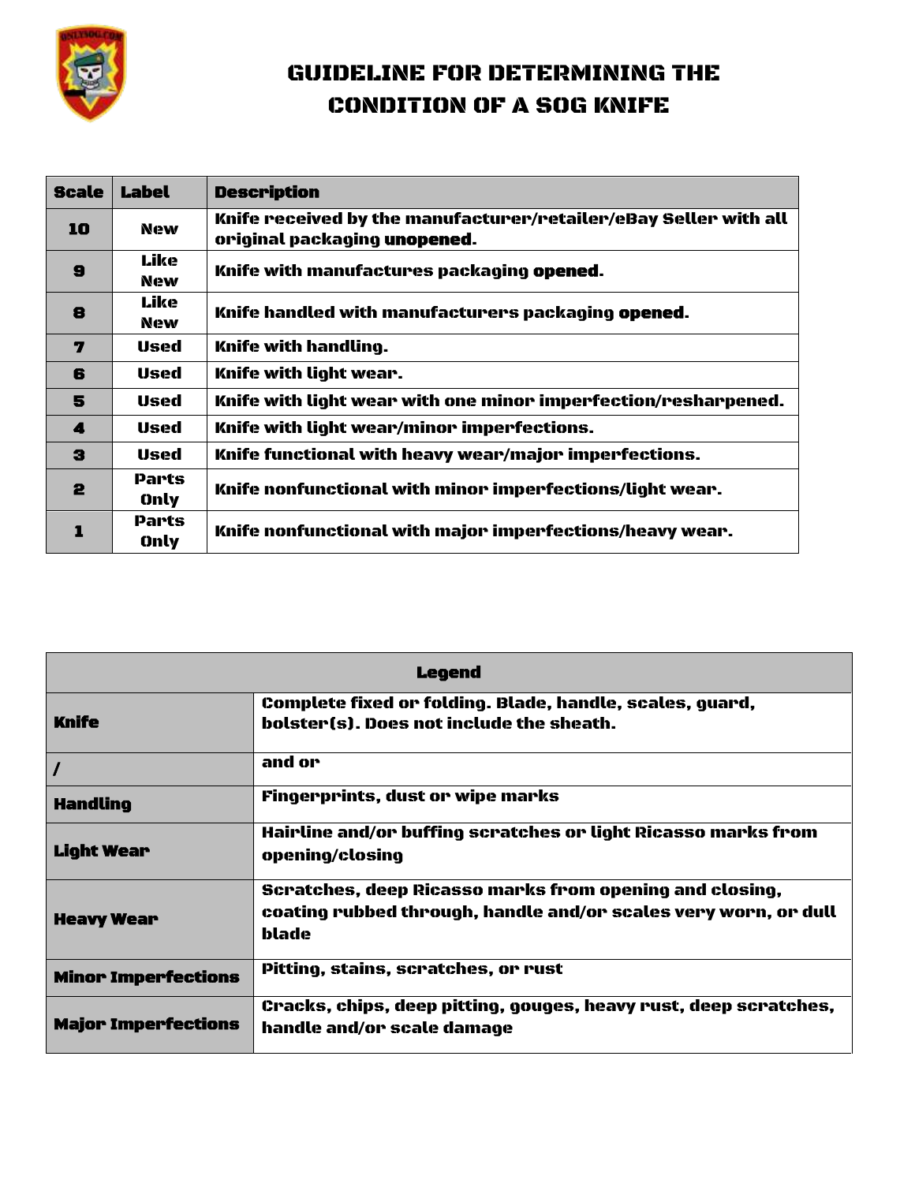# GUIDELINE FOR DETERMINING THE CONDITION OF A SOG KNIFE

| Scale | Label | Description |
|---|---|---|
| 10 | New | Knife received by the manufacturer/retailer/eBay Seller with all original packaging **unopened**. |
| 9 | Like New | Knife with manufactures packaging **opened**. |
| 8 | Like New | Knife handled with manufacturers packaging **opened**. |
| 7 | Used | Knife with handling. |
| 6 | Used | Knife with light wear. |
| 5 | Used | Knife with light wear with one minor imperfection/resharpened. |
| 4 | Used | Knife with light wear/minor imperfections. |
| 3 | Used | Knife functional with heavy wear/major imperfections. |
| 2 | Parts Only | Knife nonfunctional with minor imperfections/light wear. |
| 1 | Parts Only | Knife nonfunctional with major imperfections/heavy wear. |

| Legend | |
|---|---|
| **Knife** | Complete fixed or folding. Blade, handle, scales, guard, bolster(s). Does not include the sheath. |
| **/** | and or |
| **Handling** | Fingerprints, dust or wipe marks |
| **Light Wear** | Hairline and/or buffing scratches or light Ricasso marks from opening/closing |
| **Heavy Wear** | Scratches, deep Ricasso marks from opening and closing, coating rubbed through, handle and/or scales very worn, or dull blade |
| **Minor Imperfections** | Pitting, stains, scratches, or rust |
| **Major Imperfections** | Cracks, chips, deep pitting, gouges, heavy rust, deep scratches, handle and/or scale damage |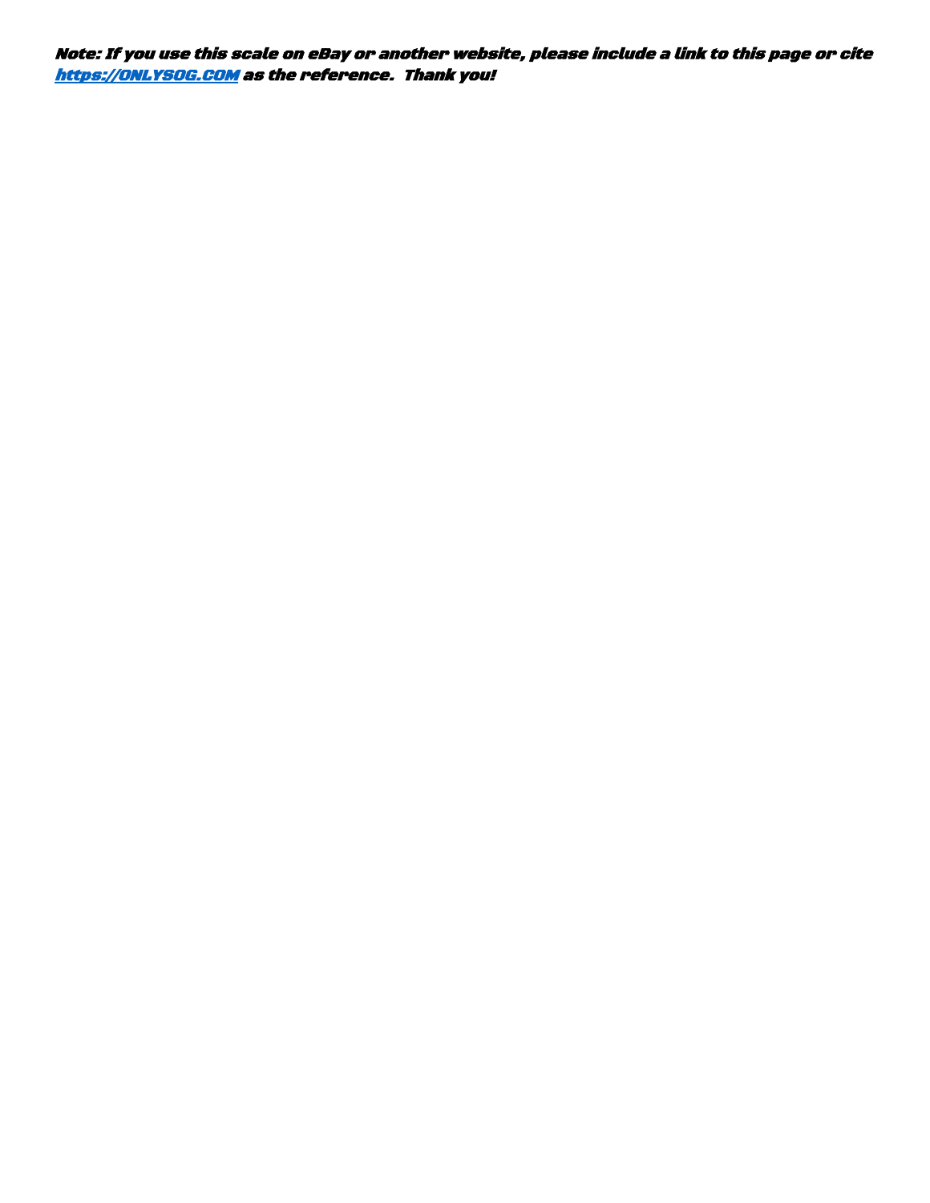***Note: If you use this scale on eBay or another website, please include a link to this page or cite [https://ONLYSOG.COM](https://ONLYSOG.COM) as the reference. Thank you!***